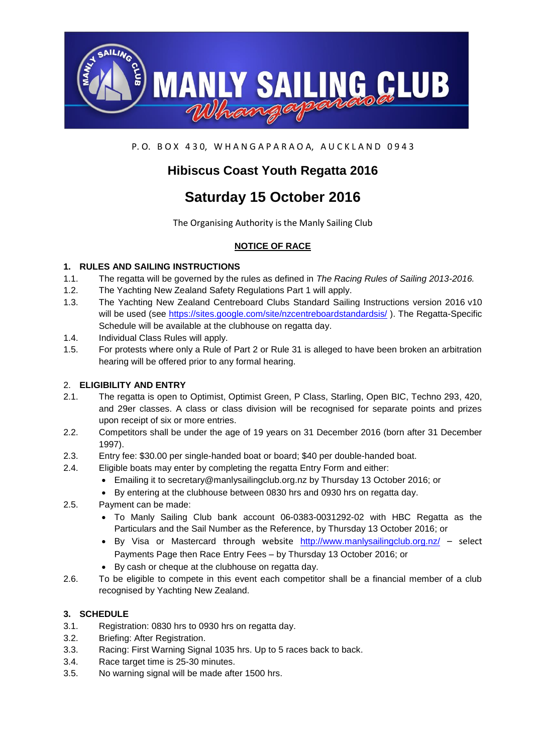P. O. BOX 430, WHANGAPARAOA, AUCKLAND 0943

# Hibiscus Coast Youth Regatta 2016

# Saturday 15 October 2016

The Organising Authority is the Manly Sailing Club

## NOTICE OF RACE

### 1. RULES AND SAILING INSTRUCTIONS

1.1. The regatta will be governed by the rules as defined in *The Racing Rules of Sailing 2013-2016.*

1.2. The Yachting New Zealand Safety Regulations Part 1 will apply.

1.3. The Yachting New Zealand Centreboard Clubs Standard Sailing Instructions version 2016 v10 will be used (see https://sites.google.com/site/nzcentreboardstandardsis/ ). The Regatta-Specific Schedule will be available at the clubhouse on regatta day.

1.4. Individual Class Rules will apply.

1.5. For protests where only a Rule of Part 2 or Rule 31 is alleged to have been broken an arbitration hearing will be offered prior to any formal hearing.

### 2. ELIGIBILITY AND ENTRY

2.1. The regatta is open to Optimist, Optimist Green, P Class, Starling, Open BIC, Techno 293, 420, and 29er classes. A class or class division will be recognised for separate points and prizes upon receipt of six or more entries.

2.2. Competitors shall be under the age of 19 years on 31 December 2016 (born after 31 December 1997).

2.3. Entry fee: $30.00 per single-handed boat or board; $40 per double-handed boat.

2.4. Eligible boats may enter by completing the regatta Entry Form and either:

- Emailing it to secretary@manlysailingclub.org.nz by Thursday 13 October 2016; or
- By entering at the clubhouse between 0830 hrs and 0930 hrs on regatta day.

2.5. Payment can be made:

- To Manly Sailing Club bank account 06-0383-0031292-02 with HBC Regatta as the Particulars and the Sail Number as the Reference, by Thursday 13 October 2016; or
- By Visa or Mastercard through website http://www.manlysailingclub.org.nz/ – select Payments Page then Race Entry Fees – by Thursday 13 October 2016; or
- By cash or cheque at the clubhouse on regatta day.

2.6. To be eligible to compete in this event each competitor shall be a financial member of a club recognised by Yachting New Zealand.

### 3. SCHEDULE

3.1. Registration: 0830 hrs to 0930 hrs on regatta day.

3.2. Briefing: After Registration.

3.3. Racing: First Warning Signal 1035 hrs. Up to 5 races back to back.

3.4. Race target time is 25-30 minutes.

3.5. No warning signal will be made after 1500 hrs.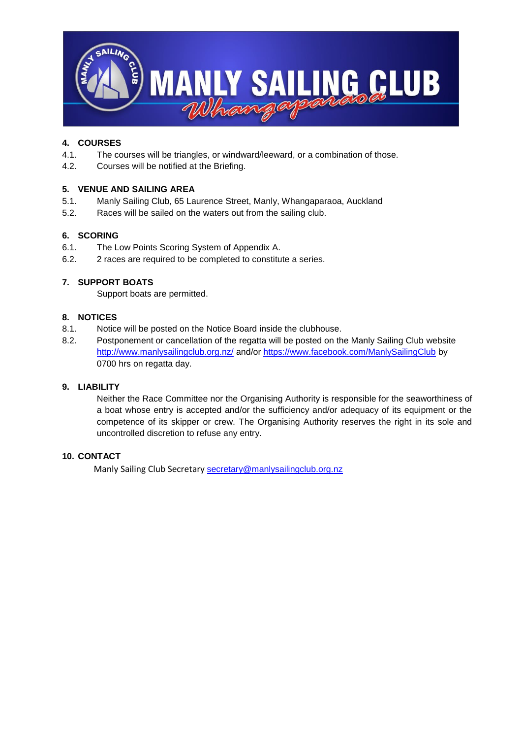## 4. COURSES

4.1. The courses will be triangles, or windward/leeward, or a combination of those.

4.2. Courses will be notified at the Briefing.

## 5. VENUE AND SAILING AREA

5.1. Manly Sailing Club, 65 Laurence Street, Manly, Whangaparaoa, Auckland

5.2. Races will be sailed on the waters out from the sailing club.

## 6. SCORING

6.1. The Low Points Scoring System of Appendix A.

6.2. 2 races are required to be completed to constitute a series.

## 7. SUPPORT BOATS

Support boats are permitted.

## 8. NOTICES

8.1. Notice will be posted on the Notice Board inside the clubhouse.

8.2. Postponement or cancellation of the regatta will be posted on the Manly Sailing Club website http://www.manlysailingclub.org.nz/ and/or https://www.facebook.com/ManlySailingClub by 0700 hrs on regatta day.

## 9. LIABILITY

Neither the Race Committee nor the Organising Authority is responsible for the seaworthiness of a boat whose entry is accepted and/or the sufficiency and/or adequacy of its equipment or the competence of its skipper or crew. The Organising Authority reserves the right in its sole and uncontrolled discretion to refuse any entry.

## 10. CONTACT

Manly Sailing Club Secretary secretary@manlysailingclub.org.nz